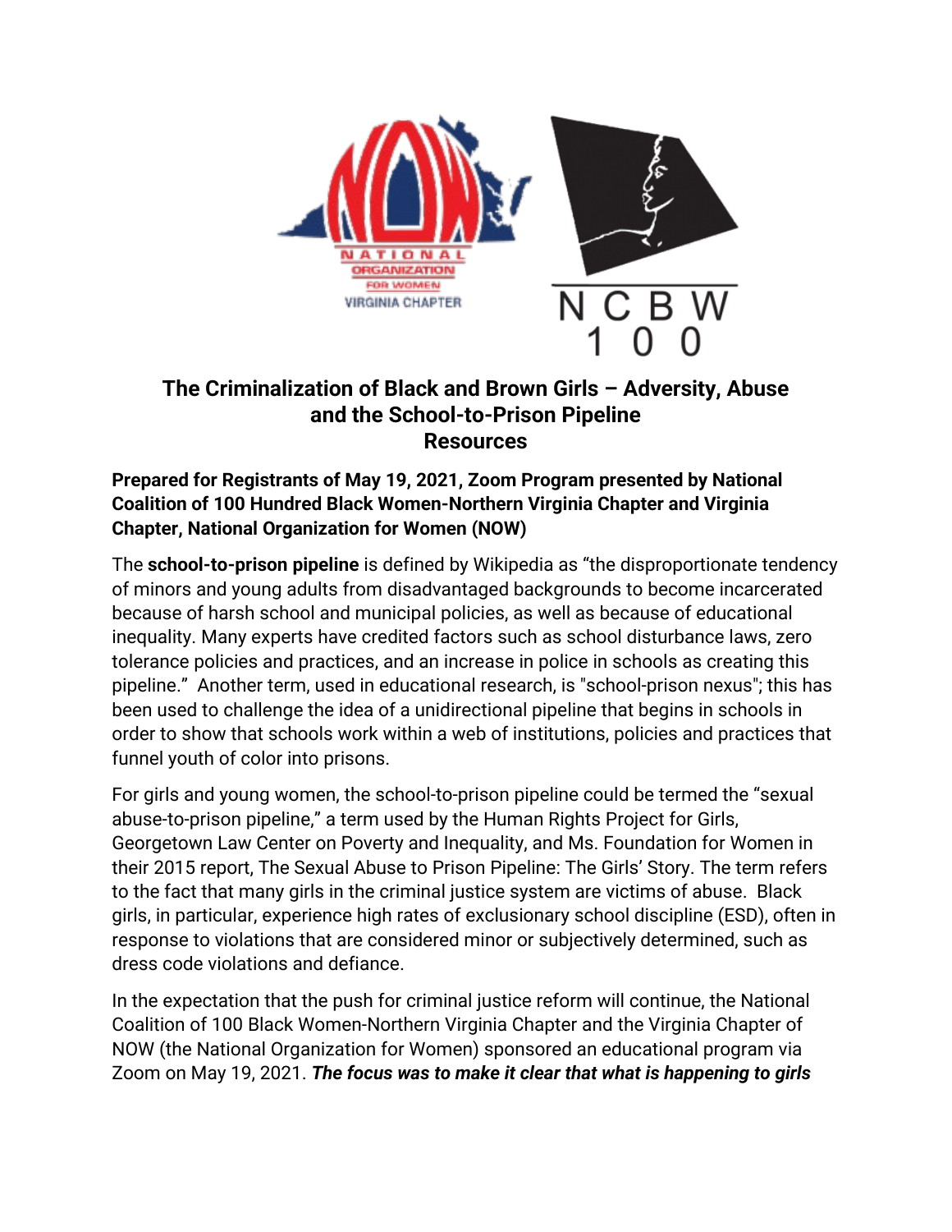# The Criminalization of Black and Brown Girls – Adversity, Abuse and the School-to-Prison Pipeline
# Resources

**Prepared for Registrants of May 19, 2021, Zoom Program presented by National Coalition of 100 Hundred Black Women-Northern Virginia Chapter and Virginia Chapter, National Organization for Women (NOW)**

The **school-to-prison pipeline** is defined by Wikipedia as "the disproportionate tendency of minors and young adults from disadvantaged backgrounds to become incarcerated because of harsh school and municipal policies, as well as because of educational inequality. Many experts have credited factors such as school disturbance laws, zero tolerance policies and practices, and an increase in police in schools as creating this pipeline." Another term, used in educational research, is "school-prison nexus"; this has been used to challenge the idea of a unidirectional pipeline that begins in schools in order to show that schools work within a web of institutions, policies and practices that funnel youth of color into prisons.

For girls and young women, the school-to-prison pipeline could be termed the "sexual abuse-to-prison pipeline," a term used by the Human Rights Project for Girls, Georgetown Law Center on Poverty and Inequality, and Ms. Foundation for Women in their 2015 report, The Sexual Abuse to Prison Pipeline: The Girls' Story. The term refers to the fact that many girls in the criminal justice system are victims of abuse. Black girls, in particular, experience high rates of exclusionary school discipline (ESD), often in response to violations that are considered minor or subjectively determined, such as dress code violations and defiance.

In the expectation that the push for criminal justice reform will continue, the National Coalition of 100 Black Women-Northern Virginia Chapter and the Virginia Chapter of NOW (the National Organization for Women) sponsored an educational program via Zoom on May 19, 2021. ***The focus was to make it clear that what is happening to girls***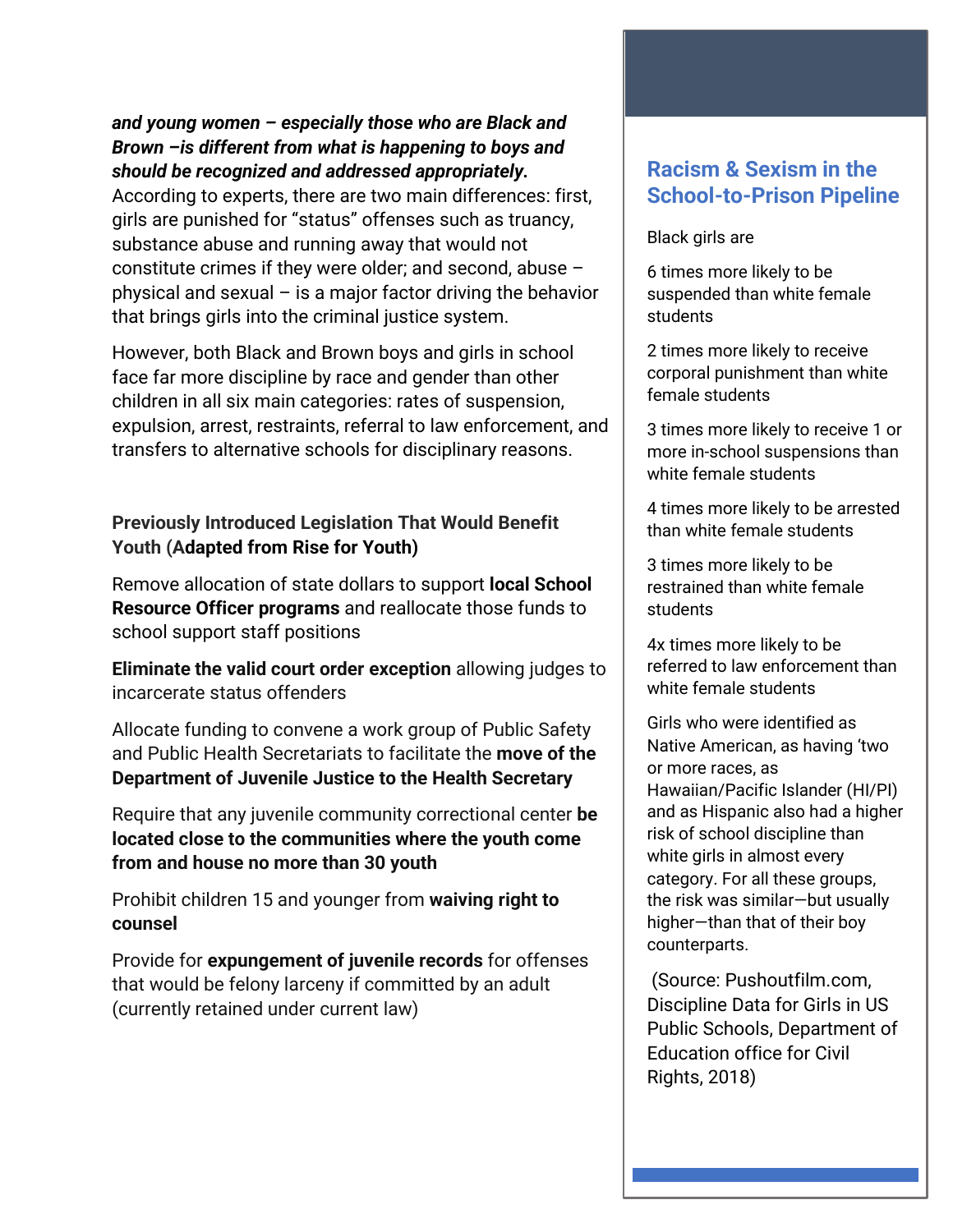***and young women – especially those who are Black and Brown –is different from what is happening to boys and should be recognized and addressed appropriately.*** According to experts, there are two main differences: first, girls are punished for "status" offenses such as truancy, substance abuse and running away that would not constitute crimes if they were older; and second, abuse – physical and sexual – is a major factor driving the behavior that brings girls into the criminal justice system.

However, both Black and Brown boys and girls in school face far more discipline by race and gender than other children in all six main categories: rates of suspension, expulsion, arrest, restraints, referral to law enforcement, and transfers to alternative schools for disciplinary reasons.

### Previously Introduced Legislation That Would Benefit Youth (Adapted from Rise for Youth)

Remove allocation of state dollars to support **local School Resource Officer programs** and reallocate those funds to school support staff positions

**Eliminate the valid court order exception** allowing judges to incarcerate status offenders

Allocate funding to convene a work group of Public Safety and Public Health Secretariats to facilitate the **move of the Department of Juvenile Justice to the Health Secretary**

Require that any juvenile community correctional center **be located close to the communities where the youth come from and house no more than 30 youth**

Prohibit children 15 and younger from **waiving right to counsel**

Provide for **expungement of juvenile records** for offenses that would be felony larceny if committed by an adult (currently retained under current law)

## Racism & Sexism in the School-to-Prison Pipeline

Black girls are

6 times more likely to be suspended than white female students

2 times more likely to receive corporal punishment than white female students

3 times more likely to receive 1 or more in-school suspensions than white female students

4 times more likely to be arrested than white female students

3 times more likely to be restrained than white female students

4x times more likely to be referred to law enforcement than white female students

Girls who were identified as Native American, as having 'two or more races, as Hawaiian/Pacific Islander (HI/PI) and as Hispanic also had a higher risk of school discipline than white girls in almost every category. For all these groups, the risk was similar—but usually higher—than that of their boy counterparts.

(Source: Pushoutfilm.com, Discipline Data for Girls in US Public Schools, Department of Education office for Civil Rights, 2018)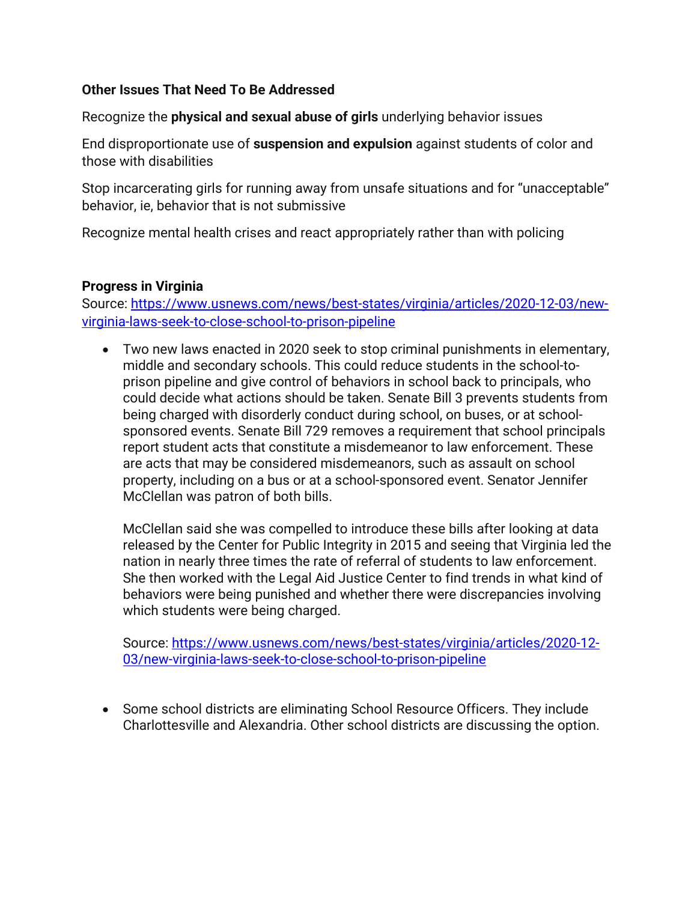**Other Issues That Need To Be Addressed**

Recognize the **physical and sexual abuse of girls** underlying behavior issues

End disproportionate use of **suspension and expulsion** against students of color and those with disabilities

Stop incarcerating girls for running away from unsafe situations and for "unacceptable" behavior, ie, behavior that is not submissive

Recognize mental health crises and react appropriately rather than with policing

**Progress in Virginia**
Source: [https://www.usnews.com/news/best-states/virginia/articles/2020-12-03/new-virginia-laws-seek-to-close-school-to-prison-pipeline](https://www.usnews.com/news/best-states/virginia/articles/2020-12-03/new-virginia-laws-seek-to-close-school-to-prison-pipeline)

- Two new laws enacted in 2020 seek to stop criminal punishments in elementary, middle and secondary schools. This could reduce students in the school-to-prison pipeline and give control of behaviors in school back to principals, who could decide what actions should be taken. Senate Bill 3 prevents students from being charged with disorderly conduct during school, on buses, or at school-sponsored events. Senate Bill 729 removes a requirement that school principals report student acts that constitute a misdemeanor to law enforcement. These are acts that may be considered misdemeanors, such as assault on school property, including on a bus or at a school-sponsored event. Senator Jennifer McClellan was patron of both bills.

  McClellan said she was compelled to introduce these bills after looking at data released by the Center for Public Integrity in 2015 and seeing that Virginia led the nation in nearly three times the rate of referral of students to law enforcement. She then worked with the Legal Aid Justice Center to find trends in what kind of behaviors were being punished and whether there were discrepancies involving which students were being charged.

  Source: [https://www.usnews.com/news/best-states/virginia/articles/2020-12-03/new-virginia-laws-seek-to-close-school-to-prison-pipeline](https://www.usnews.com/news/best-states/virginia/articles/2020-12-03/new-virginia-laws-seek-to-close-school-to-prison-pipeline)

- Some school districts are eliminating School Resource Officers. They include Charlottesville and Alexandria. Other school districts are discussing the option.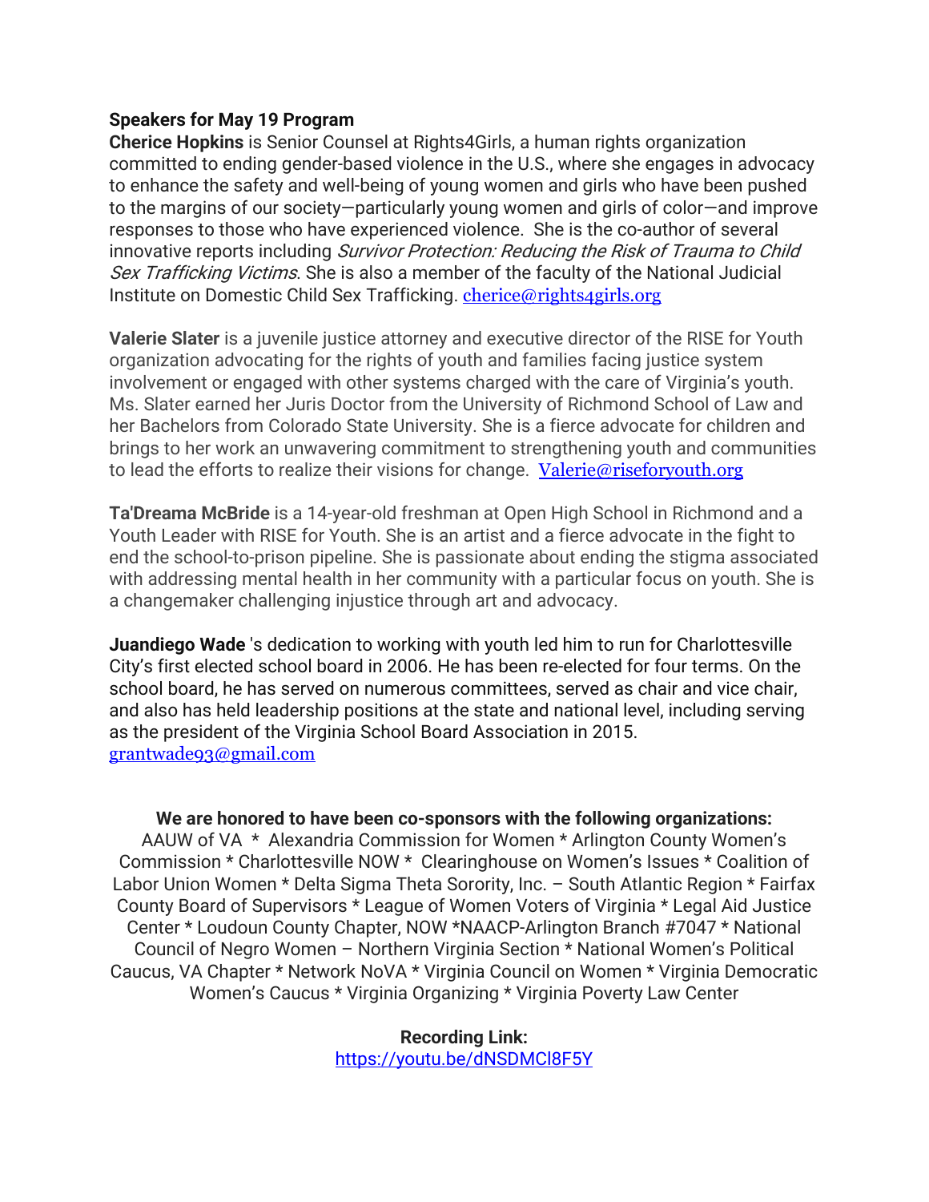**Speakers for May 19 Program**

**Cherice Hopkins** is Senior Counsel at Rights4Girls, a human rights organization committed to ending gender-based violence in the U.S., where she engages in advocacy to enhance the safety and well-being of young women and girls who have been pushed to the margins of our society—particularly young women and girls of color—and improve responses to those who have experienced violence. She is the co-author of several innovative reports including *Survivor Protection: Reducing the Risk of Trauma to Child Sex Trafficking Victims*. She is also a member of the faculty of the National Judicial Institute on Domestic Child Sex Trafficking. cherice@rights4girls.org

**Valerie Slater** is a juvenile justice attorney and executive director of the RISE for Youth organization advocating for the rights of youth and families facing justice system involvement or engaged with other systems charged with the care of Virginia's youth. Ms. Slater earned her Juris Doctor from the University of Richmond School of Law and her Bachelors from Colorado State University. She is a fierce advocate for children and brings to her work an unwavering commitment to strengthening youth and communities to lead the efforts to realize their visions for change. Valerie@riseforyouth.org

**Ta'Dreama McBride** is a 14-year-old freshman at Open High School in Richmond and a Youth Leader with RISE for Youth. She is an artist and a fierce advocate in the fight to end the school-to-prison pipeline. She is passionate about ending the stigma associated with addressing mental health in her community with a particular focus on youth. She is a changemaker challenging injustice through art and advocacy.

**Juandiego Wade** 's dedication to working with youth led him to run for Charlottesville City's first elected school board in 2006. He has been re-elected for four terms. On the school board, he has served on numerous committees, served as chair and vice chair, and also has held leadership positions at the state and national level, including serving as the president of the Virginia School Board Association in 2015. grantwade93@gmail.com

**We are honored to have been co-sponsors with the following organizations:**

AAUW of VA * Alexandria Commission for Women * Arlington County Women's Commission * Charlottesville NOW * Clearinghouse on Women's Issues * Coalition of Labor Union Women * Delta Sigma Theta Sorority, Inc. – South Atlantic Region * Fairfax County Board of Supervisors * League of Women Voters of Virginia * Legal Aid Justice Center * Loudoun County Chapter, NOW *NAACP-Arlington Branch #7047 * National Council of Negro Women – Northern Virginia Section * National Women's Political Caucus, VA Chapter * Network NoVA * Virginia Council on Women * Virginia Democratic Women's Caucus * Virginia Organizing * Virginia Poverty Law Center

**Recording Link:**

https://youtu.be/dNSDMCl8F5Y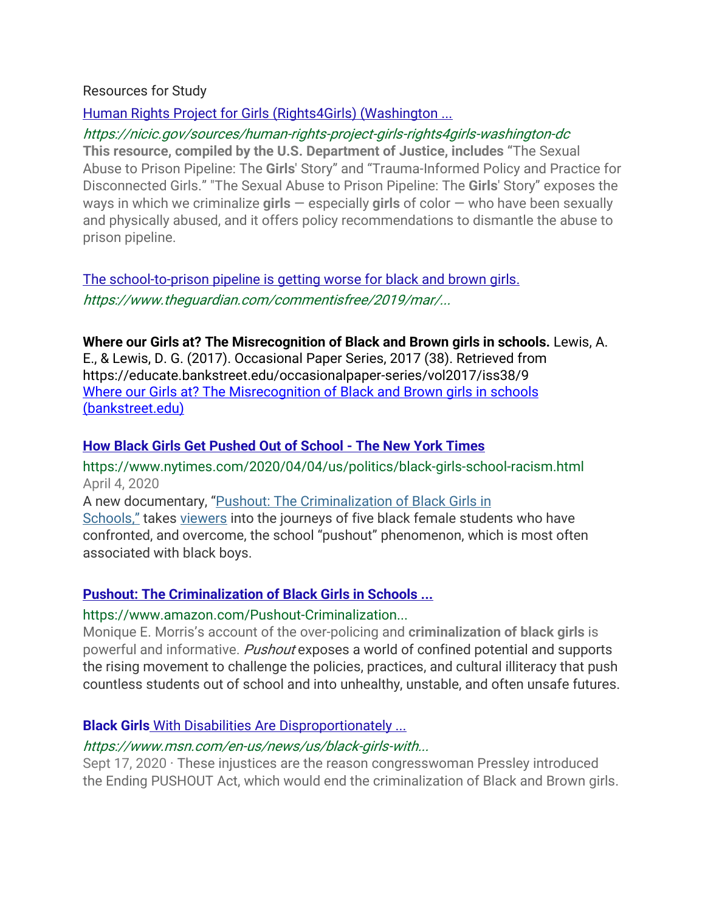Resources for Study

[Human Rights Project for Girls (Rights4Girls) (Washington ...](https://nicic.gov/sources/human-rights-project-girls-rights4girls-washington-dc)

*https://nicic.gov/sources/human-rights-project-girls-rights4girls-washington-dc*

**This resource, compiled by the U.S. Department of Justice, includes** "The Sexual Abuse to Prison Pipeline: The **Girls**' Story" and "Trauma-Informed Policy and Practice for Disconnected Girls." "The Sexual Abuse to Prison Pipeline: The **Girls**' Story" exposes the ways in which we criminalize **girls** — especially **girls** of color — who have been sexually and physically abused, and it offers policy recommendations to dismantle the abuse to prison pipeline.

[The school-to-prison pipeline is getting worse for black and brown girls.](https://www.theguardian.com/commentisfree/2019/mar/...)

*https://www.theguardian.com/commentisfree/2019/mar/...*

**Where our Girls at? The Misrecognition of Black and Brown girls in schools.** Lewis, A. E., & Lewis, D. G. (2017). Occasional Paper Series, 2017 (38). Retrieved from https://educate.bankstreet.edu/occasionalpaper-series/vol2017/iss38/9
[Where our Girls at? The Misrecognition of Black and Brown girls in schools (bankstreet.edu)](https://educate.bankstreet.edu/occasionalpaper-series/vol2017/iss38/9)

**[How Black Girls Get Pushed Out of School - The New York Times](https://www.nytimes.com/2020/04/04/us/politics/black-girls-school-racism.html)**

https://www.nytimes.com/2020/04/04/us/politics/black-girls-school-racism.html

April 4, 2020

A new documentary, "Pushout: The Criminalization of Black Girls in Schools," takes viewers into the journeys of five black female students who have confronted, and overcome, the school "pushout" phenomenon, which is most often associated with black boys.

**[Pushout: The Criminalization of Black Girls in Schools ...](https://www.amazon.com/Pushout-Criminalization...)**

https://www.amazon.com/Pushout-Criminalization...

Monique E. Morris's account of the over-policing and **criminalization of black girls** is powerful and informative. *Pushout* exposes a world of confined potential and supports the rising movement to challenge the policies, practices, and cultural illiteracy that push countless students out of school and into unhealthy, unstable, and often unsafe futures.

**[Black Girls With Disabilities Are Disproportionately ...](https://www.msn.com/en-us/news/us/black-girls-with...)**

*https://www.msn.com/en-us/news/us/black-girls-with...*

Sept 17, 2020 · These injustices are the reason congresswoman Pressley introduced the Ending PUSHOUT Act, which would end the criminalization of Black and Brown girls.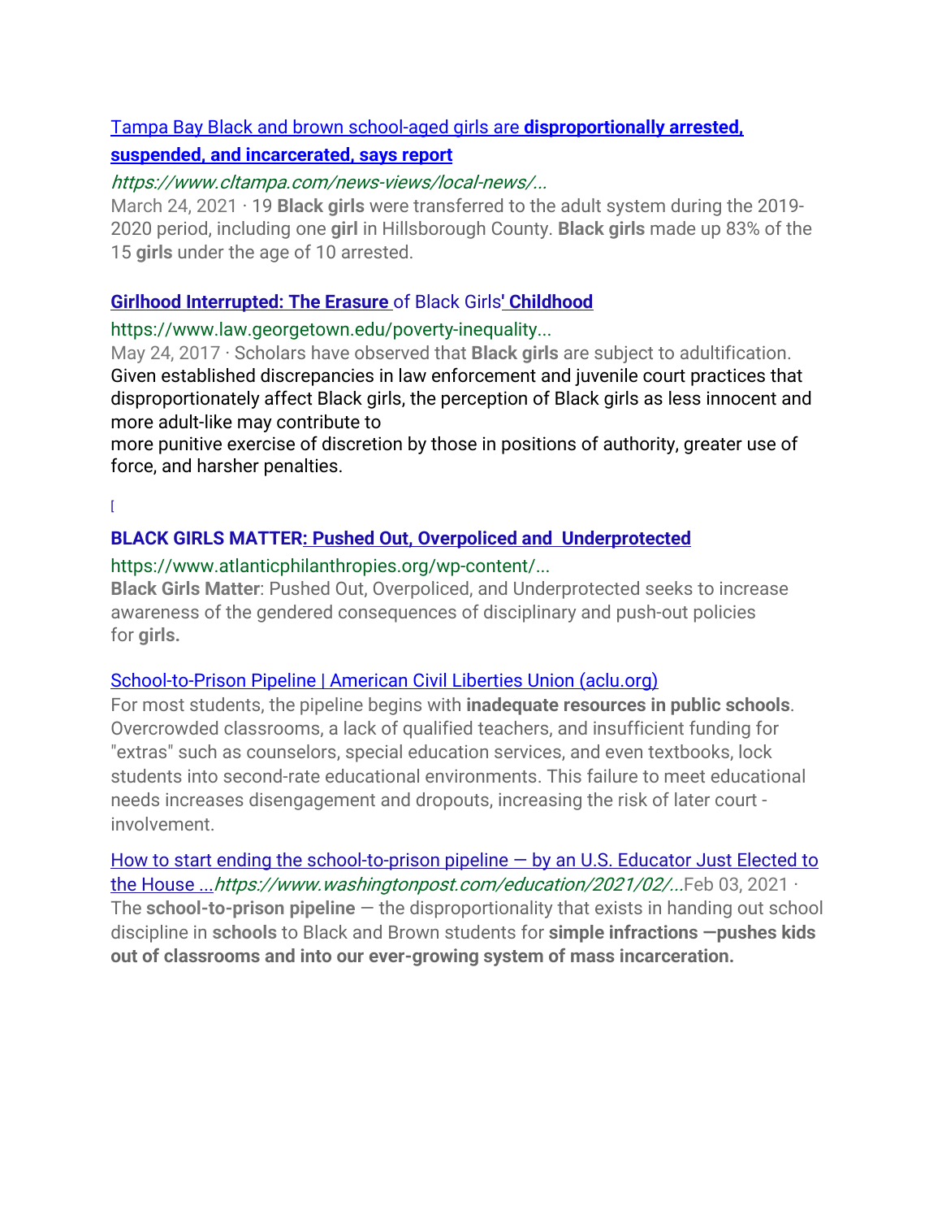[Tampa Bay Black and brown school-aged girls are **disproportionally arrested, suspended, and incarcerated, says report**](https://www.cltampa.com/news-views/local-news/...)

*https://www.cltampa.com/news-views/local-news/...*

March 24, 2021 · 19 **Black girls** were transferred to the adult system during the 2019-2020 period, including one **girl** in Hillsborough County. **Black girls** made up 83% of the 15 **girls** under the age of 10 arrested.

**Girlhood Interrupted: The Erasure** of Black Girls**' Childhood**

https://www.law.georgetown.edu/poverty-inequality...

May 24, 2017 · Scholars have observed that **Black girls** are subject to adultification. Given established discrepancies in law enforcement and juvenile court practices that disproportionately affect Black girls, the perception of Black girls as less innocent and more adult-like may contribute to
more punitive exercise of discretion by those in positions of authority, greater use of force, and harsher penalties.

[

**BLACK GIRLS MATTER: Pushed Out, Overpoliced and Underprotected**

https://www.atlanticphilanthropies.org/wp-content/...

**Black Girls Matter**: Pushed Out, Overpoliced, and Underprotected seeks to increase awareness of the gendered consequences of disciplinary and push-out policies for **girls.**

School-to-Prison Pipeline | American Civil Liberties Union (aclu.org)

For most students, the pipeline begins with **inadequate resources in public schools**. Overcrowded classrooms, a lack of qualified teachers, and insufficient funding for "extras" such as counselors, special education services, and even textbooks, lock students into second-rate educational environments. This failure to meet educational needs increases disengagement and dropouts, increasing the risk of later court - involvement.

How to start ending the school-to-prison pipeline — by an U.S. Educator Just Elected to the House ...*https://www.washingtonpost.com/education/2021/02/...*Feb 03, 2021 · The **school-to-prison pipeline** — the disproportionality that exists in handing out school discipline in **schools** to Black and Brown students for **simple infractions —pushes kids out of classrooms and into our ever-growing system of mass incarceration.**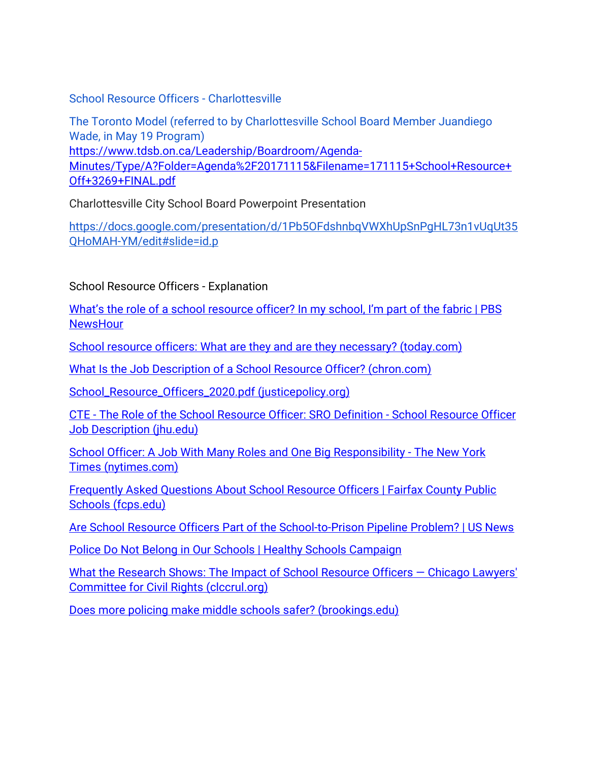School Resource Officers - Charlottesville

The Toronto Model (referred to by Charlottesville School Board Member Juandiego Wade, in May 19 Program)
https://www.tdsb.on.ca/Leadership/Boardroom/Agenda-Minutes/Type/A?Folder=Agenda%2F20171115&Filename=171115+School+Resource+Off+3269+FINAL.pdf

Charlottesville City School Board Powerpoint Presentation

https://docs.google.com/presentation/d/1Pb5OFdshnbqVWXhUpSnPgHL73n1vUqUt35QHoMAH-YM/edit#slide=id.p

School Resource Officers - Explanation

What's the role of a school resource officer? In my school, I'm part of the fabric | PBS NewsHour

School resource officers: What are they and are they necessary? (today.com)

What Is the Job Description of a School Resource Officer? (chron.com)

School_Resource_Officers_2020.pdf (justicepolicy.org)

CTE - The Role of the School Resource Officer: SRO Definition - School Resource Officer Job Description (jhu.edu)

School Officer: A Job With Many Roles and One Big Responsibility - The New York Times (nytimes.com)

Frequently Asked Questions About School Resource Officers | Fairfax County Public Schools (fcps.edu)

Are School Resource Officers Part of the School-to-Prison Pipeline Problem? | US News

Police Do Not Belong in Our Schools | Healthy Schools Campaign

What the Research Shows: The Impact of School Resource Officers — Chicago Lawyers' Committee for Civil Rights (clccrul.org)

Does more policing make middle schools safer? (brookings.edu)